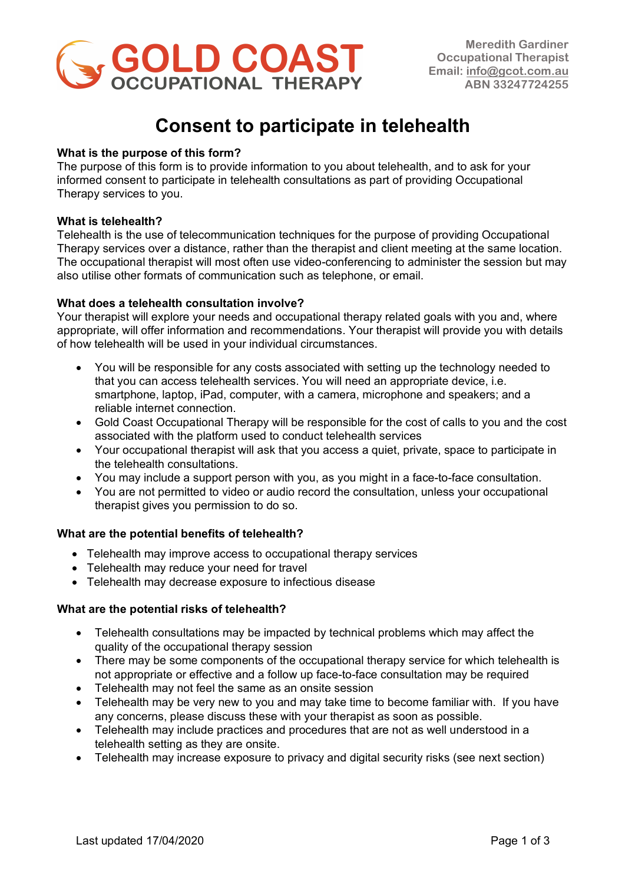GOLD COAST OCCUPATIONAL THERAPY

Meredith Gardiner
Occupational Therapist
Email: info@gcot.com.au
ABN 33247724255

# Consent to participate in telehealth

**What is the purpose of this form?**
The purpose of this form is to provide information to you about telehealth, and to ask for your informed consent to participate in telehealth consultations as part of providing Occupational Therapy services to you.

**What is telehealth?**
Telehealth is the use of telecommunication techniques for the purpose of providing Occupational Therapy services over a distance, rather than the therapist and client meeting at the same location. The occupational therapist will most often use video-conferencing to administer the session but may also utilise other formats of communication such as telephone, or email.

**What does a telehealth consultation involve?**
Your therapist will explore your needs and occupational therapy related goals with you and, where appropriate, will offer information and recommendations. Your therapist will provide you with details of how telehealth will be used in your individual circumstances.

- You will be responsible for any costs associated with setting up the technology needed to that you can access telehealth services. You will need an appropriate device, i.e. smartphone, laptop, iPad, computer, with a camera, microphone and speakers; and a reliable internet connection.
- Gold Coast Occupational Therapy will be responsible for the cost of calls to you and the cost associated with the platform used to conduct telehealth services
- Your occupational therapist will ask that you access a quiet, private, space to participate in the telehealth consultations.
- You may include a support person with you, as you might in a face-to-face consultation.
- You are not permitted to video or audio record the consultation, unless your occupational therapist gives you permission to do so.

**What are the potential benefits of telehealth?**

- Telehealth may improve access to occupational therapy services
- Telehealth may reduce your need for travel
- Telehealth may decrease exposure to infectious disease

**What are the potential risks of telehealth?**

- Telehealth consultations may be impacted by technical problems which may affect the quality of the occupational therapy session
- There may be some components of the occupational therapy service for which telehealth is not appropriate or effective and a follow up face-to-face consultation may be required
- Telehealth may not feel the same as an onsite session
- Telehealth may be very new to you and may take time to become familiar with. If you have any concerns, please discuss these with your therapist as soon as possible.
- Telehealth may include practices and procedures that are not as well understood in a telehealth setting as they are onsite.
- Telehealth may increase exposure to privacy and digital security risks (see next section)

Last updated 17/04/2020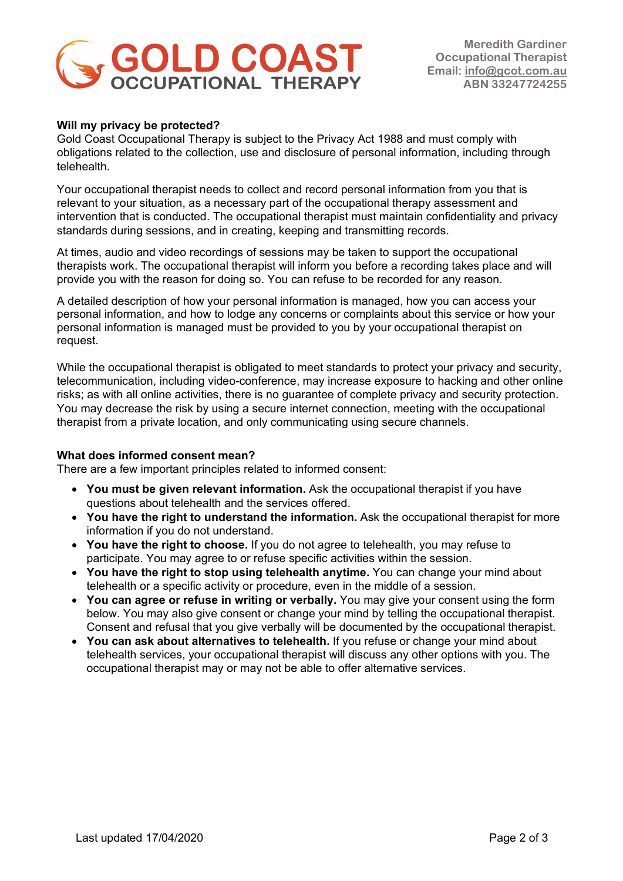**Will my privacy be protected?**
Gold Coast Occupational Therapy is subject to the Privacy Act 1988 and must comply with obligations related to the collection, use and disclosure of personal information, including through telehealth.

Your occupational therapist needs to collect and record personal information from you that is relevant to your situation, as a necessary part of the occupational therapy assessment and intervention that is conducted. The occupational therapist must maintain confidentiality and privacy standards during sessions, and in creating, keeping and transmitting records.

At times, audio and video recordings of sessions may be taken to support the occupational therapists work. The occupational therapist will inform you before a recording takes place and will provide you with the reason for doing so. You can refuse to be recorded for any reason.

A detailed description of how your personal information is managed, how you can access your personal information, and how to lodge any concerns or complaints about this service or how your personal information is managed must be provided to you by your occupational therapist on request.

While the occupational therapist is obligated to meet standards to protect your privacy and security, telecommunication, including video-conference, may increase exposure to hacking and other online risks; as with all online activities, there is no guarantee of complete privacy and security protection. You may decrease the risk by using a secure internet connection, meeting with the occupational therapist from a private location, and only communicating using secure channels.

**What does informed consent mean?**
There are a few important principles related to informed consent:

- **You must be given relevant information.** Ask the occupational therapist if you have questions about telehealth and the services offered.
- **You have the right to understand the information.** Ask the occupational therapist for more information if you do not understand.
- **You have the right to choose.** If you do not agree to telehealth, you may refuse to participate. You may agree to or refuse specific activities within the session.
- **You have the right to stop using telehealth anytime.** You can change your mind about telehealth or a specific activity or procedure, even in the middle of a session.
- **You can agree or refuse in writing or verbally.** You may give your consent using the form below. You may also give consent or change your mind by telling the occupational therapist. Consent and refusal that you give verbally will be documented by the occupational therapist.
- **You can ask about alternatives to telehealth.** If you refuse or change your mind about telehealth services, your occupational therapist will discuss any other options with you. The occupational therapist may or may not be able to offer alternative services.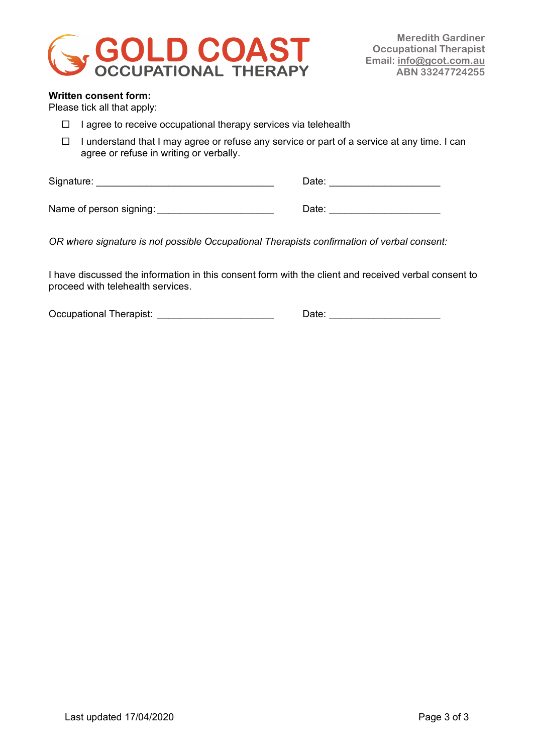**GOLD COAST**
**OCCUPATIONAL THERAPY**

**Meredith Gardiner**
**Occupational Therapist**
**Email: info@gcot.com.au**
**ABN 33247724255**

**Written consent form:**
Please tick all that apply:

- ☐ I agree to receive occupational therapy services via telehealth
- ☐ I understand that I may agree or refuse any service or part of a service at any time. I can agree or refuse in writing or verbally.

Signature: ________________________________ Date: ____________________

Name of person signing: ____________________ Date: ____________________

*OR where signature is not possible Occupational Therapists confirmation of verbal consent:*

I have discussed the information in this consent form with the client and received verbal consent to proceed with telehealth services.

Occupational Therapist: ____________________ Date: ____________________

Last updated 17/04/2020